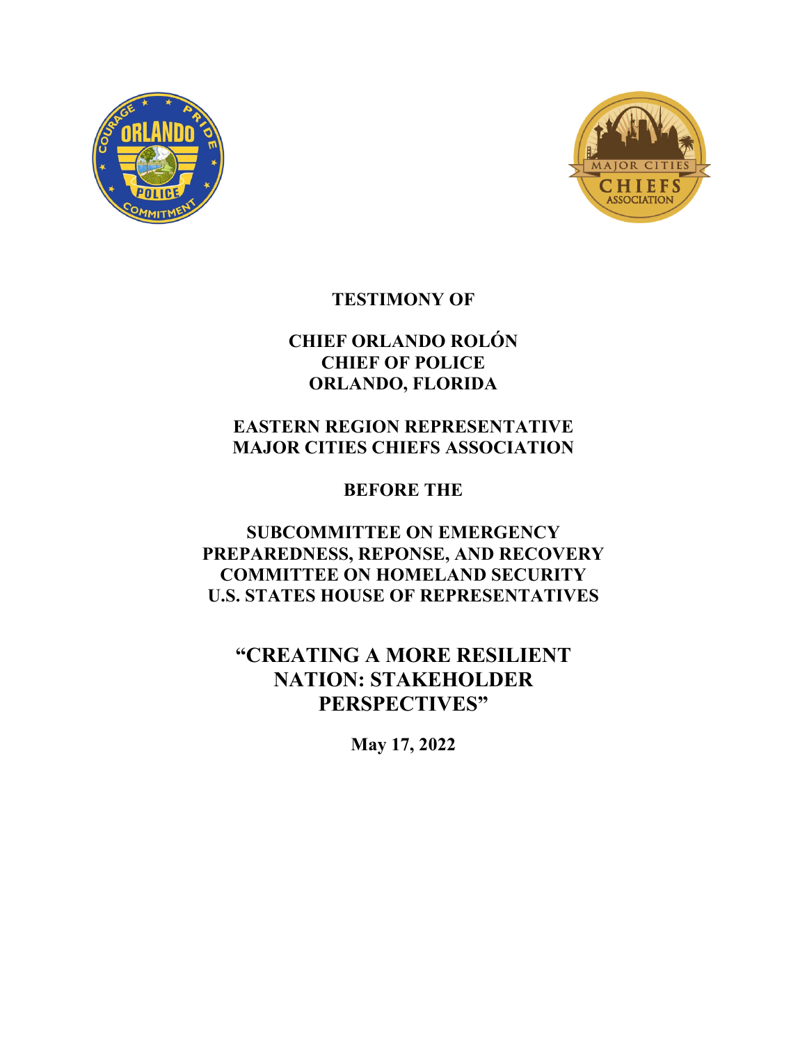**TESTIMONY OF**

**CHIEF ORLANDO ROLÓN**
**CHIEF OF POLICE**
**ORLANDO, FLORIDA**

**EASTERN REGION REPRESENTATIVE**
**MAJOR CITIES CHIEFS ASSOCIATION**

**BEFORE THE**

**SUBCOMMITTEE ON EMERGENCY PREPAREDNESS, REPONSE, AND RECOVERY**
**COMMITTEE ON HOMELAND SECURITY**
**U.S. STATES HOUSE OF REPRESENTATIVES**

# "CREATING A MORE RESILIENT NATION: STAKEHOLDER PERSPECTIVES"

**May 17, 2022**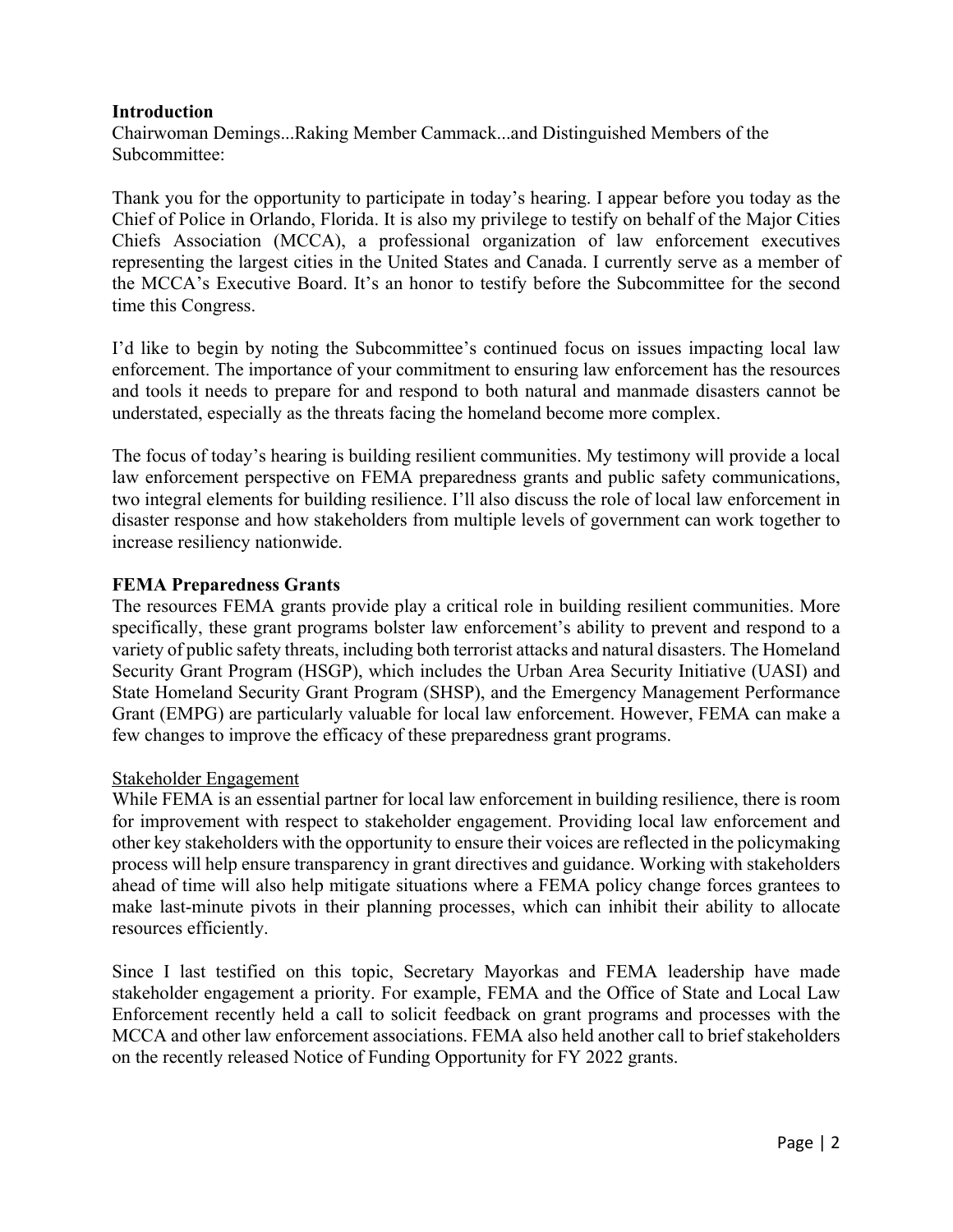## Introduction

Chairwoman Demings...Raking Member Cammack...and Distinguished Members of the Subcommittee:

Thank you for the opportunity to participate in today's hearing. I appear before you today as the Chief of Police in Orlando, Florida. It is also my privilege to testify on behalf of the Major Cities Chiefs Association (MCCA), a professional organization of law enforcement executives representing the largest cities in the United States and Canada. I currently serve as a member of the MCCA's Executive Board. It's an honor to testify before the Subcommittee for the second time this Congress.

I'd like to begin by noting the Subcommittee's continued focus on issues impacting local law enforcement. The importance of your commitment to ensuring law enforcement has the resources and tools it needs to prepare for and respond to both natural and manmade disasters cannot be understated, especially as the threats facing the homeland become more complex.

The focus of today's hearing is building resilient communities. My testimony will provide a local law enforcement perspective on FEMA preparedness grants and public safety communications, two integral elements for building resilience. I'll also discuss the role of local law enforcement in disaster response and how stakeholders from multiple levels of government can work together to increase resiliency nationwide.

## FEMA Preparedness Grants

The resources FEMA grants provide play a critical role in building resilient communities. More specifically, these grant programs bolster law enforcement's ability to prevent and respond to a variety of public safety threats, including both terrorist attacks and natural disasters. The Homeland Security Grant Program (HSGP), which includes the Urban Area Security Initiative (UASI) and State Homeland Security Grant Program (SHSP), and the Emergency Management Performance Grant (EMPG) are particularly valuable for local law enforcement. However, FEMA can make a few changes to improve the efficacy of these preparedness grant programs.

### Stakeholder Engagement

While FEMA is an essential partner for local law enforcement in building resilience, there is room for improvement with respect to stakeholder engagement. Providing local law enforcement and other key stakeholders with the opportunity to ensure their voices are reflected in the policymaking process will help ensure transparency in grant directives and guidance. Working with stakeholders ahead of time will also help mitigate situations where a FEMA policy change forces grantees to make last-minute pivots in their planning processes, which can inhibit their ability to allocate resources efficiently.

Since I last testified on this topic, Secretary Mayorkas and FEMA leadership have made stakeholder engagement a priority. For example, FEMA and the Office of State and Local Law Enforcement recently held a call to solicit feedback on grant programs and processes with the MCCA and other law enforcement associations. FEMA also held another call to brief stakeholders on the recently released Notice of Funding Opportunity for FY 2022 grants.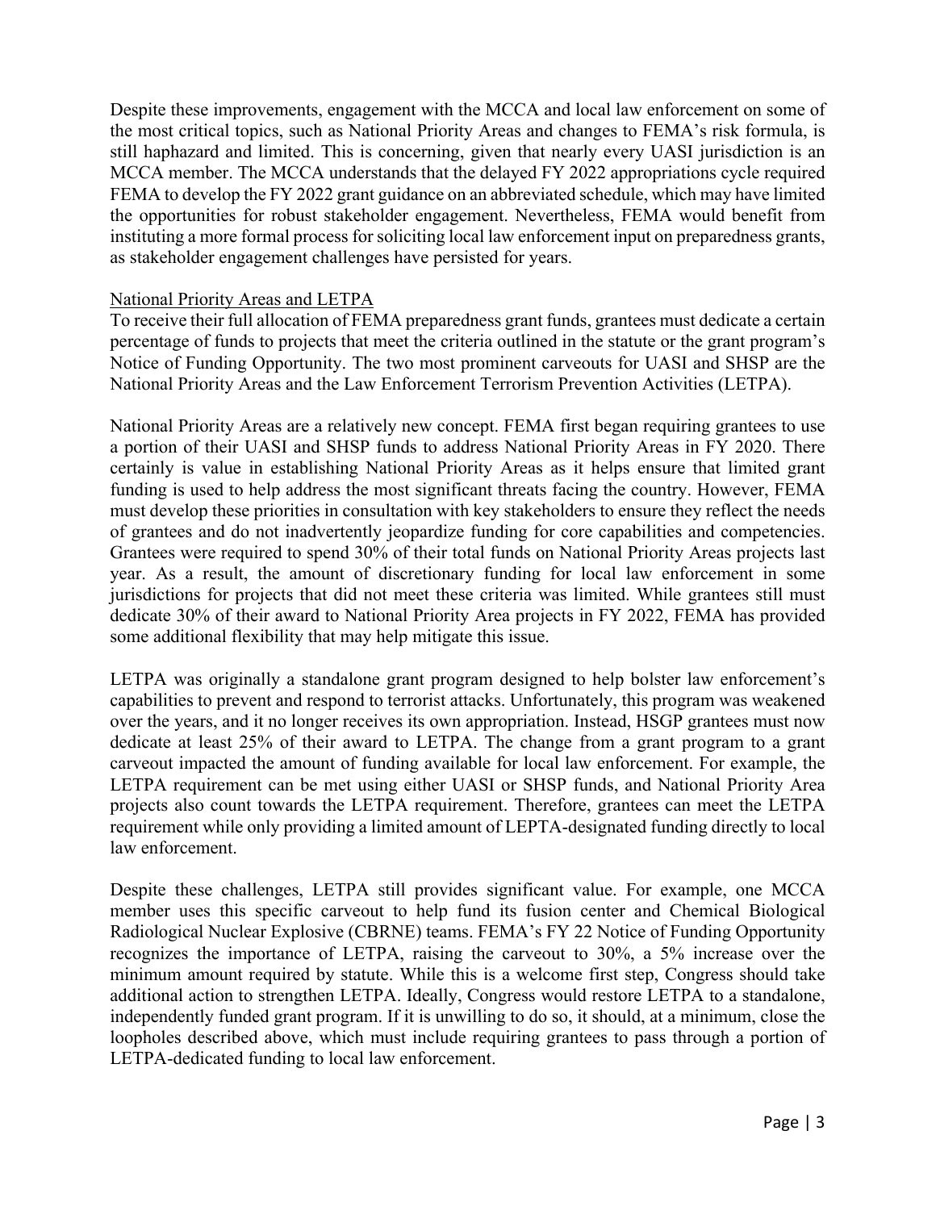Despite these improvements, engagement with the MCCA and local law enforcement on some of the most critical topics, such as National Priority Areas and changes to FEMA's risk formula, is still haphazard and limited. This is concerning, given that nearly every UASI jurisdiction is an MCCA member. The MCCA understands that the delayed FY 2022 appropriations cycle required FEMA to develop the FY 2022 grant guidance on an abbreviated schedule, which may have limited the opportunities for robust stakeholder engagement. Nevertheless, FEMA would benefit from instituting a more formal process for soliciting local law enforcement input on preparedness grants, as stakeholder engagement challenges have persisted for years.

## National Priority Areas and LETPA

To receive their full allocation of FEMA preparedness grant funds, grantees must dedicate a certain percentage of funds to projects that meet the criteria outlined in the statute or the grant program's Notice of Funding Opportunity. The two most prominent carveouts for UASI and SHSP are the National Priority Areas and the Law Enforcement Terrorism Prevention Activities (LETPA).

National Priority Areas are a relatively new concept. FEMA first began requiring grantees to use a portion of their UASI and SHSP funds to address National Priority Areas in FY 2020. There certainly is value in establishing National Priority Areas as it helps ensure that limited grant funding is used to help address the most significant threats facing the country. However, FEMA must develop these priorities in consultation with key stakeholders to ensure they reflect the needs of grantees and do not inadvertently jeopardize funding for core capabilities and competencies. Grantees were required to spend 30% of their total funds on National Priority Areas projects last year. As a result, the amount of discretionary funding for local law enforcement in some jurisdictions for projects that did not meet these criteria was limited. While grantees still must dedicate 30% of their award to National Priority Area projects in FY 2022, FEMA has provided some additional flexibility that may help mitigate this issue.

LETPA was originally a standalone grant program designed to help bolster law enforcement's capabilities to prevent and respond to terrorist attacks. Unfortunately, this program was weakened over the years, and it no longer receives its own appropriation. Instead, HSGP grantees must now dedicate at least 25% of their award to LETPA. The change from a grant program to a grant carveout impacted the amount of funding available for local law enforcement. For example, the LETPA requirement can be met using either UASI or SHSP funds, and National Priority Area projects also count towards the LETPA requirement. Therefore, grantees can meet the LETPA requirement while only providing a limited amount of LEPTA-designated funding directly to local law enforcement.

Despite these challenges, LETPA still provides significant value. For example, one MCCA member uses this specific carveout to help fund its fusion center and Chemical Biological Radiological Nuclear Explosive (CBRNE) teams. FEMA's FY 22 Notice of Funding Opportunity recognizes the importance of LETPA, raising the carveout to 30%, a 5% increase over the minimum amount required by statute. While this is a welcome first step, Congress should take additional action to strengthen LETPA. Ideally, Congress would restore LETPA to a standalone, independently funded grant program. If it is unwilling to do so, it should, at a minimum, close the loopholes described above, which must include requiring grantees to pass through a portion of LETPA-dedicated funding to local law enforcement.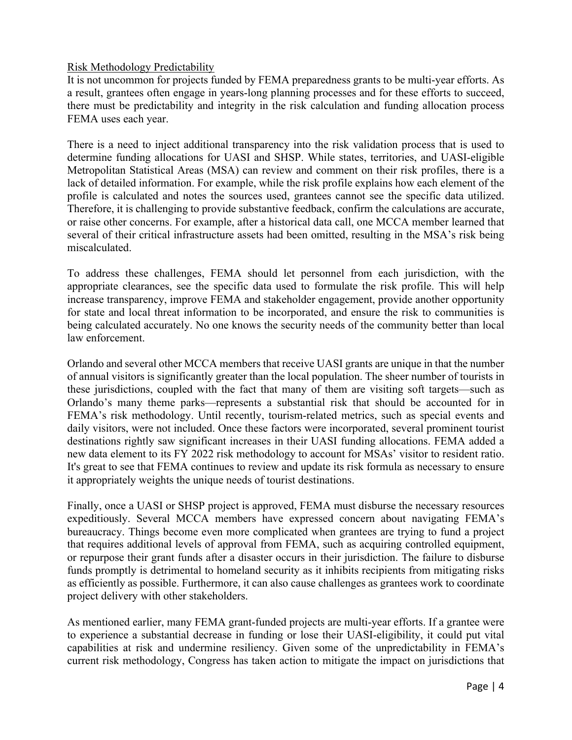<u>Risk Methodology Predictability</u>

It is not uncommon for projects funded by FEMA preparedness grants to be multi-year efforts. As a result, grantees often engage in years-long planning processes and for these efforts to succeed, there must be predictability and integrity in the risk calculation and funding allocation process FEMA uses each year.

There is a need to inject additional transparency into the risk validation process that is used to determine funding allocations for UASI and SHSP. While states, territories, and UASI-eligible Metropolitan Statistical Areas (MSA) can review and comment on their risk profiles, there is a lack of detailed information. For example, while the risk profile explains how each element of the profile is calculated and notes the sources used, grantees cannot see the specific data utilized. Therefore, it is challenging to provide substantive feedback, confirm the calculations are accurate, or raise other concerns. For example, after a historical data call, one MCCA member learned that several of their critical infrastructure assets had been omitted, resulting in the MSA's risk being miscalculated.

To address these challenges, FEMA should let personnel from each jurisdiction, with the appropriate clearances, see the specific data used to formulate the risk profile. This will help increase transparency, improve FEMA and stakeholder engagement, provide another opportunity for state and local threat information to be incorporated, and ensure the risk to communities is being calculated accurately. No one knows the security needs of the community better than local law enforcement.

Orlando and several other MCCA members that receive UASI grants are unique in that the number of annual visitors is significantly greater than the local population. The sheer number of tourists in these jurisdictions, coupled with the fact that many of them are visiting soft targets—such as Orlando's many theme parks—represents a substantial risk that should be accounted for in FEMA's risk methodology. Until recently, tourism-related metrics, such as special events and daily visitors, were not included. Once these factors were incorporated, several prominent tourist destinations rightly saw significant increases in their UASI funding allocations. FEMA added a new data element to its FY 2022 risk methodology to account for MSAs' visitor to resident ratio. It's great to see that FEMA continues to review and update its risk formula as necessary to ensure it appropriately weights the unique needs of tourist destinations.

Finally, once a UASI or SHSP project is approved, FEMA must disburse the necessary resources expeditiously. Several MCCA members have expressed concern about navigating FEMA's bureaucracy. Things become even more complicated when grantees are trying to fund a project that requires additional levels of approval from FEMA, such as acquiring controlled equipment, or repurpose their grant funds after a disaster occurs in their jurisdiction. The failure to disburse funds promptly is detrimental to homeland security as it inhibits recipients from mitigating risks as efficiently as possible. Furthermore, it can also cause challenges as grantees work to coordinate project delivery with other stakeholders.

As mentioned earlier, many FEMA grant-funded projects are multi-year efforts. If a grantee were to experience a substantial decrease in funding or lose their UASI-eligibility, it could put vital capabilities at risk and undermine resiliency. Given some of the unpredictability in FEMA's current risk methodology, Congress has taken action to mitigate the impact on jurisdictions that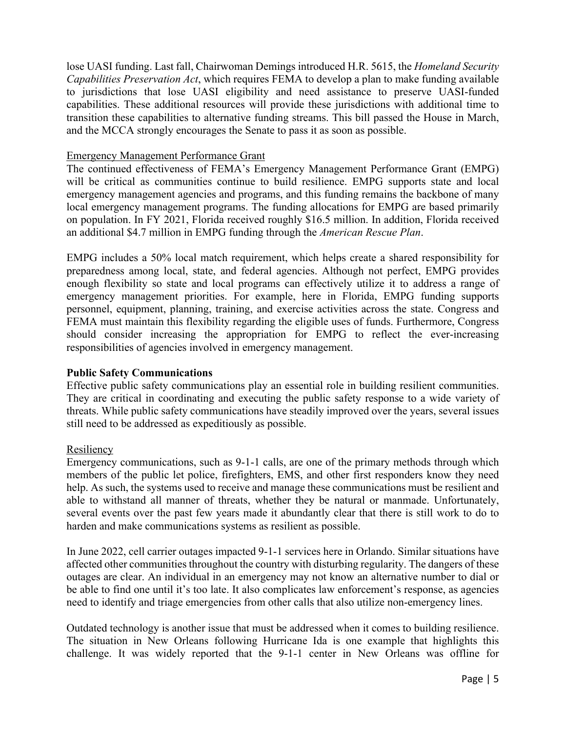lose UASI funding. Last fall, Chairwoman Demings introduced H.R. 5615, the *Homeland Security Capabilities Preservation Act*, which requires FEMA to develop a plan to make funding available to jurisdictions that lose UASI eligibility and need assistance to preserve UASI-funded capabilities. These additional resources will provide these jurisdictions with additional time to transition these capabilities to alternative funding streams. This bill passed the House in March, and the MCCA strongly encourages the Senate to pass it as soon as possible.

<u>Emergency Management Performance Grant</u>

The continued effectiveness of FEMA's Emergency Management Performance Grant (EMPG) will be critical as communities continue to build resilience. EMPG supports state and local emergency management agencies and programs, and this funding remains the backbone of many local emergency management programs. The funding allocations for EMPG are based primarily on population. In FY 2021, Florida received roughly $16.5 million. In addition, Florida received an additional $4.7 million in EMPG funding through the *American Rescue Plan*.

EMPG includes a 50% local match requirement, which helps create a shared responsibility for preparedness among local, state, and federal agencies. Although not perfect, EMPG provides enough flexibility so state and local programs can effectively utilize it to address a range of emergency management priorities. For example, here in Florida, EMPG funding supports personnel, equipment, planning, training, and exercise activities across the state. Congress and FEMA must maintain this flexibility regarding the eligible uses of funds. Furthermore, Congress should consider increasing the appropriation for EMPG to reflect the ever-increasing responsibilities of agencies involved in emergency management.

**Public Safety Communications**

Effective public safety communications play an essential role in building resilient communities. They are critical in coordinating and executing the public safety response to a wide variety of threats. While public safety communications have steadily improved over the years, several issues still need to be addressed as expeditiously as possible.

<u>Resiliency</u>

Emergency communications, such as 9-1-1 calls, are one of the primary methods through which members of the public let police, firefighters, EMS, and other first responders know they need help. As such, the systems used to receive and manage these communications must be resilient and able to withstand all manner of threats, whether they be natural or manmade. Unfortunately, several events over the past few years made it abundantly clear that there is still work to do to harden and make communications systems as resilient as possible.

In June 2022, cell carrier outages impacted 9-1-1 services here in Orlando. Similar situations have affected other communities throughout the country with disturbing regularity. The dangers of these outages are clear. An individual in an emergency may not know an alternative number to dial or be able to find one until it's too late. It also complicates law enforcement's response, as agencies need to identify and triage emergencies from other calls that also utilize non-emergency lines.

Outdated technology is another issue that must be addressed when it comes to building resilience. The situation in New Orleans following Hurricane Ida is one example that highlights this challenge. It was widely reported that the 9-1-1 center in New Orleans was offline for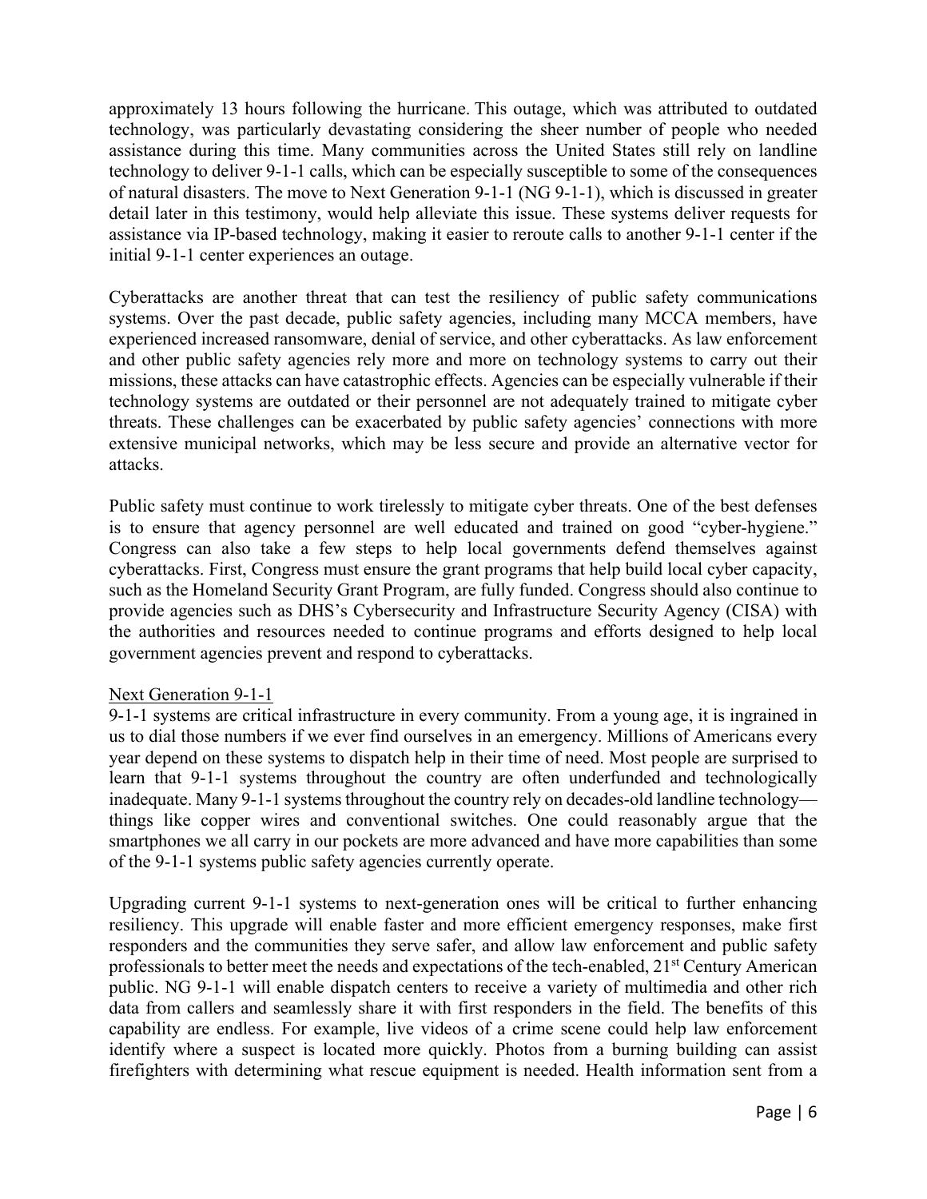approximately 13 hours following the hurricane. This outage, which was attributed to outdated technology, was particularly devastating considering the sheer number of people who needed assistance during this time. Many communities across the United States still rely on landline technology to deliver 9-1-1 calls, which can be especially susceptible to some of the consequences of natural disasters. The move to Next Generation 9-1-1 (NG 9-1-1), which is discussed in greater detail later in this testimony, would help alleviate this issue. These systems deliver requests for assistance via IP-based technology, making it easier to reroute calls to another 9-1-1 center if the initial 9-1-1 center experiences an outage.

Cyberattacks are another threat that can test the resiliency of public safety communications systems. Over the past decade, public safety agencies, including many MCCA members, have experienced increased ransomware, denial of service, and other cyberattacks. As law enforcement and other public safety agencies rely more and more on technology systems to carry out their missions, these attacks can have catastrophic effects. Agencies can be especially vulnerable if their technology systems are outdated or their personnel are not adequately trained to mitigate cyber threats. These challenges can be exacerbated by public safety agencies' connections with more extensive municipal networks, which may be less secure and provide an alternative vector for attacks.

Public safety must continue to work tirelessly to mitigate cyber threats. One of the best defenses is to ensure that agency personnel are well educated and trained on good "cyber-hygiene." Congress can also take a few steps to help local governments defend themselves against cyberattacks. First, Congress must ensure the grant programs that help build local cyber capacity, such as the Homeland Security Grant Program, are fully funded. Congress should also continue to provide agencies such as DHS's Cybersecurity and Infrastructure Security Agency (CISA) with the authorities and resources needed to continue programs and efforts designed to help local government agencies prevent and respond to cyberattacks.

## Next Generation 9-1-1

9-1-1 systems are critical infrastructure in every community. From a young age, it is ingrained in us to dial those numbers if we ever find ourselves in an emergency. Millions of Americans every year depend on these systems to dispatch help in their time of need. Most people are surprised to learn that 9-1-1 systems throughout the country are often underfunded and technologically inadequate. Many 9-1-1 systems throughout the country rely on decades-old landline technology—things like copper wires and conventional switches. One could reasonably argue that the smartphones we all carry in our pockets are more advanced and have more capabilities than some of the 9-1-1 systems public safety agencies currently operate.

Upgrading current 9-1-1 systems to next-generation ones will be critical to further enhancing resiliency. This upgrade will enable faster and more efficient emergency responses, make first responders and the communities they serve safer, and allow law enforcement and public safety professionals to better meet the needs and expectations of the tech-enabled, 21st Century American public. NG 9-1-1 will enable dispatch centers to receive a variety of multimedia and other rich data from callers and seamlessly share it with first responders in the field. The benefits of this capability are endless. For example, live videos of a crime scene could help law enforcement identify where a suspect is located more quickly. Photos from a burning building can assist firefighters with determining what rescue equipment is needed. Health information sent from a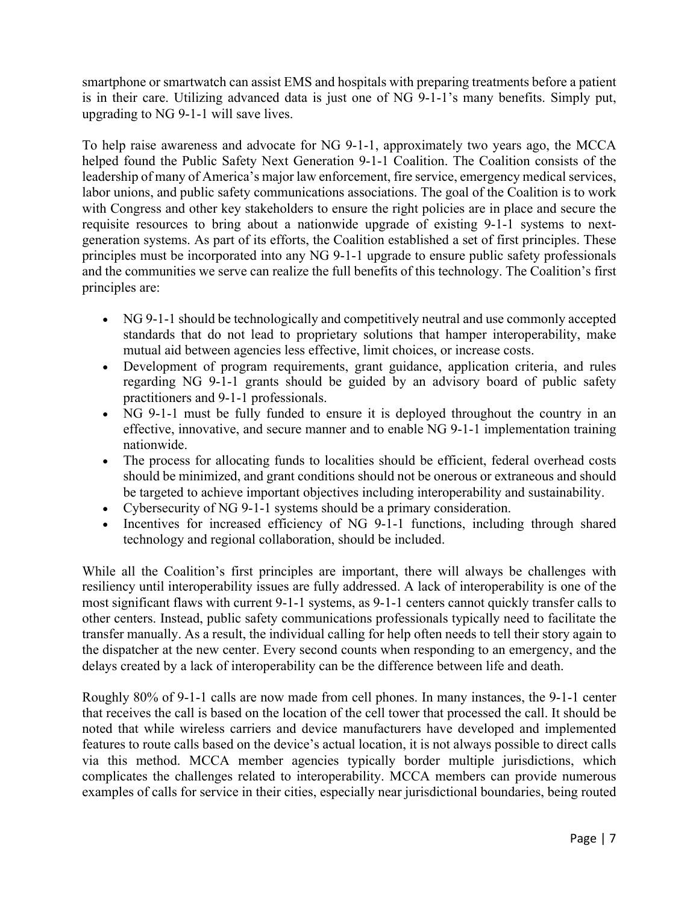smartphone or smartwatch can assist EMS and hospitals with preparing treatments before a patient is in their care. Utilizing advanced data is just one of NG 9-1-1's many benefits. Simply put, upgrading to NG 9-1-1 will save lives.

To help raise awareness and advocate for NG 9-1-1, approximately two years ago, the MCCA helped found the Public Safety Next Generation 9-1-1 Coalition. The Coalition consists of the leadership of many of America's major law enforcement, fire service, emergency medical services, labor unions, and public safety communications associations. The goal of the Coalition is to work with Congress and other key stakeholders to ensure the right policies are in place and secure the requisite resources to bring about a nationwide upgrade of existing 9-1-1 systems to next-generation systems. As part of its efforts, the Coalition established a set of first principles. These principles must be incorporated into any NG 9-1-1 upgrade to ensure public safety professionals and the communities we serve can realize the full benefits of this technology. The Coalition's first principles are:

- NG 9-1-1 should be technologically and competitively neutral and use commonly accepted standards that do not lead to proprietary solutions that hamper interoperability, make mutual aid between agencies less effective, limit choices, or increase costs.
- Development of program requirements, grant guidance, application criteria, and rules regarding NG 9-1-1 grants should be guided by an advisory board of public safety practitioners and 9-1-1 professionals.
- NG 9-1-1 must be fully funded to ensure it is deployed throughout the country in an effective, innovative, and secure manner and to enable NG 9-1-1 implementation training nationwide.
- The process for allocating funds to localities should be efficient, federal overhead costs should be minimized, and grant conditions should not be onerous or extraneous and should be targeted to achieve important objectives including interoperability and sustainability.
- Cybersecurity of NG 9-1-1 systems should be a primary consideration.
- Incentives for increased efficiency of NG 9-1-1 functions, including through shared technology and regional collaboration, should be included.

While all the Coalition's first principles are important, there will always be challenges with resiliency until interoperability issues are fully addressed. A lack of interoperability is one of the most significant flaws with current 9-1-1 systems, as 9-1-1 centers cannot quickly transfer calls to other centers. Instead, public safety communications professionals typically need to facilitate the transfer manually. As a result, the individual calling for help often needs to tell their story again to the dispatcher at the new center. Every second counts when responding to an emergency, and the delays created by a lack of interoperability can be the difference between life and death.

Roughly 80% of 9-1-1 calls are now made from cell phones. In many instances, the 9-1-1 center that receives the call is based on the location of the cell tower that processed the call. It should be noted that while wireless carriers and device manufacturers have developed and implemented features to route calls based on the device's actual location, it is not always possible to direct calls via this method. MCCA member agencies typically border multiple jurisdictions, which complicates the challenges related to interoperability. MCCA members can provide numerous examples of calls for service in their cities, especially near jurisdictional boundaries, being routed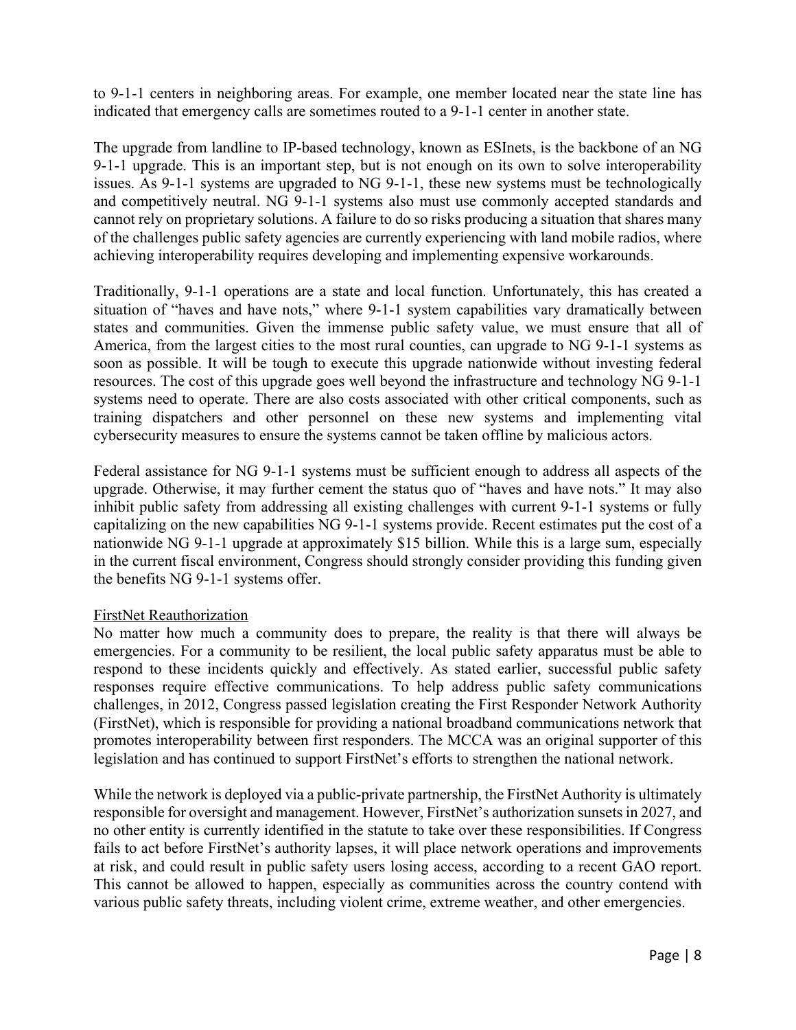to 9-1-1 centers in neighboring areas. For example, one member located near the state line has indicated that emergency calls are sometimes routed to a 9-1-1 center in another state.

The upgrade from landline to IP-based technology, known as ESInets, is the backbone of an NG 9-1-1 upgrade. This is an important step, but is not enough on its own to solve interoperability issues. As 9-1-1 systems are upgraded to NG 9-1-1, these new systems must be technologically and competitively neutral. NG 9-1-1 systems also must use commonly accepted standards and cannot rely on proprietary solutions. A failure to do so risks producing a situation that shares many of the challenges public safety agencies are currently experiencing with land mobile radios, where achieving interoperability requires developing and implementing expensive workarounds.

Traditionally, 9-1-1 operations are a state and local function. Unfortunately, this has created a situation of "haves and have nots," where 9-1-1 system capabilities vary dramatically between states and communities. Given the immense public safety value, we must ensure that all of America, from the largest cities to the most rural counties, can upgrade to NG 9-1-1 systems as soon as possible. It will be tough to execute this upgrade nationwide without investing federal resources. The cost of this upgrade goes well beyond the infrastructure and technology NG 9-1-1 systems need to operate. There are also costs associated with other critical components, such as training dispatchers and other personnel on these new systems and implementing vital cybersecurity measures to ensure the systems cannot be taken offline by malicious actors.

Federal assistance for NG 9-1-1 systems must be sufficient enough to address all aspects of the upgrade. Otherwise, it may further cement the status quo of "haves and have nots." It may also inhibit public safety from addressing all existing challenges with current 9-1-1 systems or fully capitalizing on the new capabilities NG 9-1-1 systems provide. Recent estimates put the cost of a nationwide NG 9-1-1 upgrade at approximately $15 billion. While this is a large sum, especially in the current fiscal environment, Congress should strongly consider providing this funding given the benefits NG 9-1-1 systems offer.

<u>FirstNet Reauthorization</u>

No matter how much a community does to prepare, the reality is that there will always be emergencies. For a community to be resilient, the local public safety apparatus must be able to respond to these incidents quickly and effectively. As stated earlier, successful public safety responses require effective communications. To help address public safety communications challenges, in 2012, Congress passed legislation creating the First Responder Network Authority (FirstNet), which is responsible for providing a national broadband communications network that promotes interoperability between first responders. The MCCA was an original supporter of this legislation and has continued to support FirstNet's efforts to strengthen the national network.

While the network is deployed via a public-private partnership, the FirstNet Authority is ultimately responsible for oversight and management. However, FirstNet's authorization sunsets in 2027, and no other entity is currently identified in the statute to take over these responsibilities. If Congress fails to act before FirstNet's authority lapses, it will place network operations and improvements at risk, and could result in public safety users losing access, according to a recent GAO report. This cannot be allowed to happen, especially as communities across the country contend with various public safety threats, including violent crime, extreme weather, and other emergencies.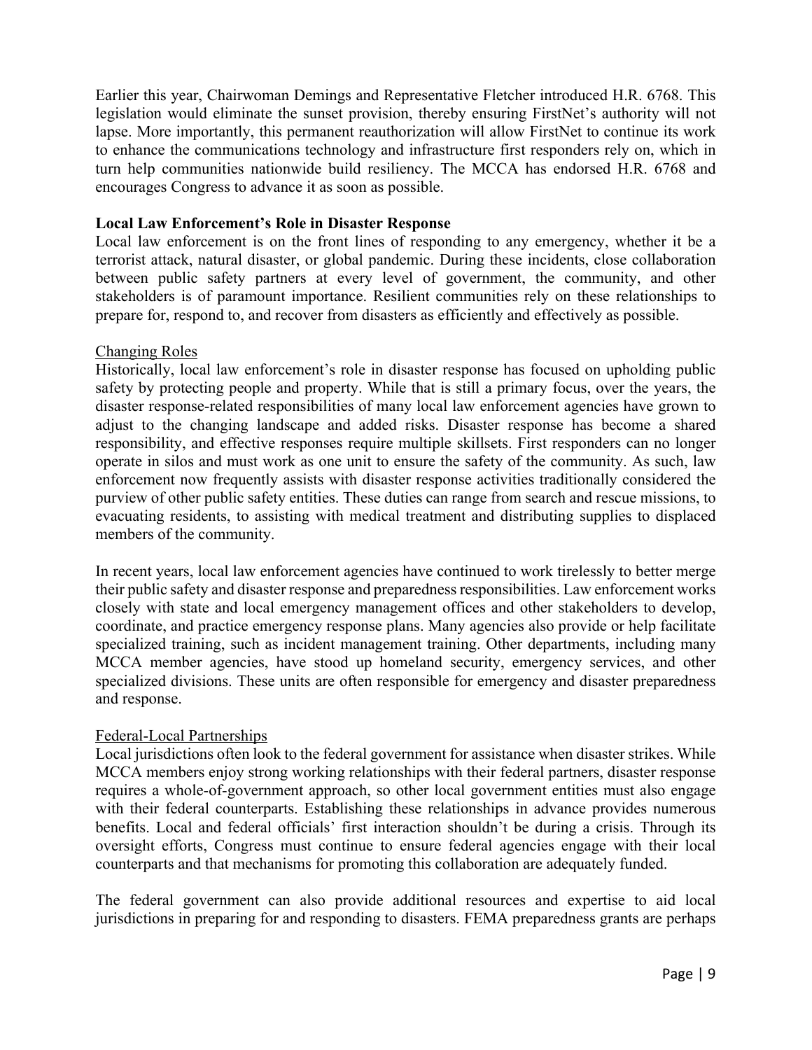Earlier this year, Chairwoman Demings and Representative Fletcher introduced H.R. 6768. This legislation would eliminate the sunset provision, thereby ensuring FirstNet's authority will not lapse. More importantly, this permanent reauthorization will allow FirstNet to continue its work to enhance the communications technology and infrastructure first responders rely on, which in turn help communities nationwide build resiliency. The MCCA has endorsed H.R. 6768 and encourages Congress to advance it as soon as possible.

## Local Law Enforcement's Role in Disaster Response

Local law enforcement is on the front lines of responding to any emergency, whether it be a terrorist attack, natural disaster, or global pandemic. During these incidents, close collaboration between public safety partners at every level of government, the community, and other stakeholders is of paramount importance. Resilient communities rely on these relationships to prepare for, respond to, and recover from disasters as efficiently and effectively as possible.

### Changing Roles

Historically, local law enforcement's role in disaster response has focused on upholding public safety by protecting people and property. While that is still a primary focus, over the years, the disaster response-related responsibilities of many local law enforcement agencies have grown to adjust to the changing landscape and added risks. Disaster response has become a shared responsibility, and effective responses require multiple skillsets. First responders can no longer operate in silos and must work as one unit to ensure the safety of the community. As such, law enforcement now frequently assists with disaster response activities traditionally considered the purview of other public safety entities. These duties can range from search and rescue missions, to evacuating residents, to assisting with medical treatment and distributing supplies to displaced members of the community.

In recent years, local law enforcement agencies have continued to work tirelessly to better merge their public safety and disaster response and preparedness responsibilities. Law enforcement works closely with state and local emergency management offices and other stakeholders to develop, coordinate, and practice emergency response plans. Many agencies also provide or help facilitate specialized training, such as incident management training. Other departments, including many MCCA member agencies, have stood up homeland security, emergency services, and other specialized divisions. These units are often responsible for emergency and disaster preparedness and response.

### Federal-Local Partnerships

Local jurisdictions often look to the federal government for assistance when disaster strikes. While MCCA members enjoy strong working relationships with their federal partners, disaster response requires a whole-of-government approach, so other local government entities must also engage with their federal counterparts. Establishing these relationships in advance provides numerous benefits. Local and federal officials' first interaction shouldn't be during a crisis. Through its oversight efforts, Congress must continue to ensure federal agencies engage with their local counterparts and that mechanisms for promoting this collaboration are adequately funded.

The federal government can also provide additional resources and expertise to aid local jurisdictions in preparing for and responding to disasters. FEMA preparedness grants are perhaps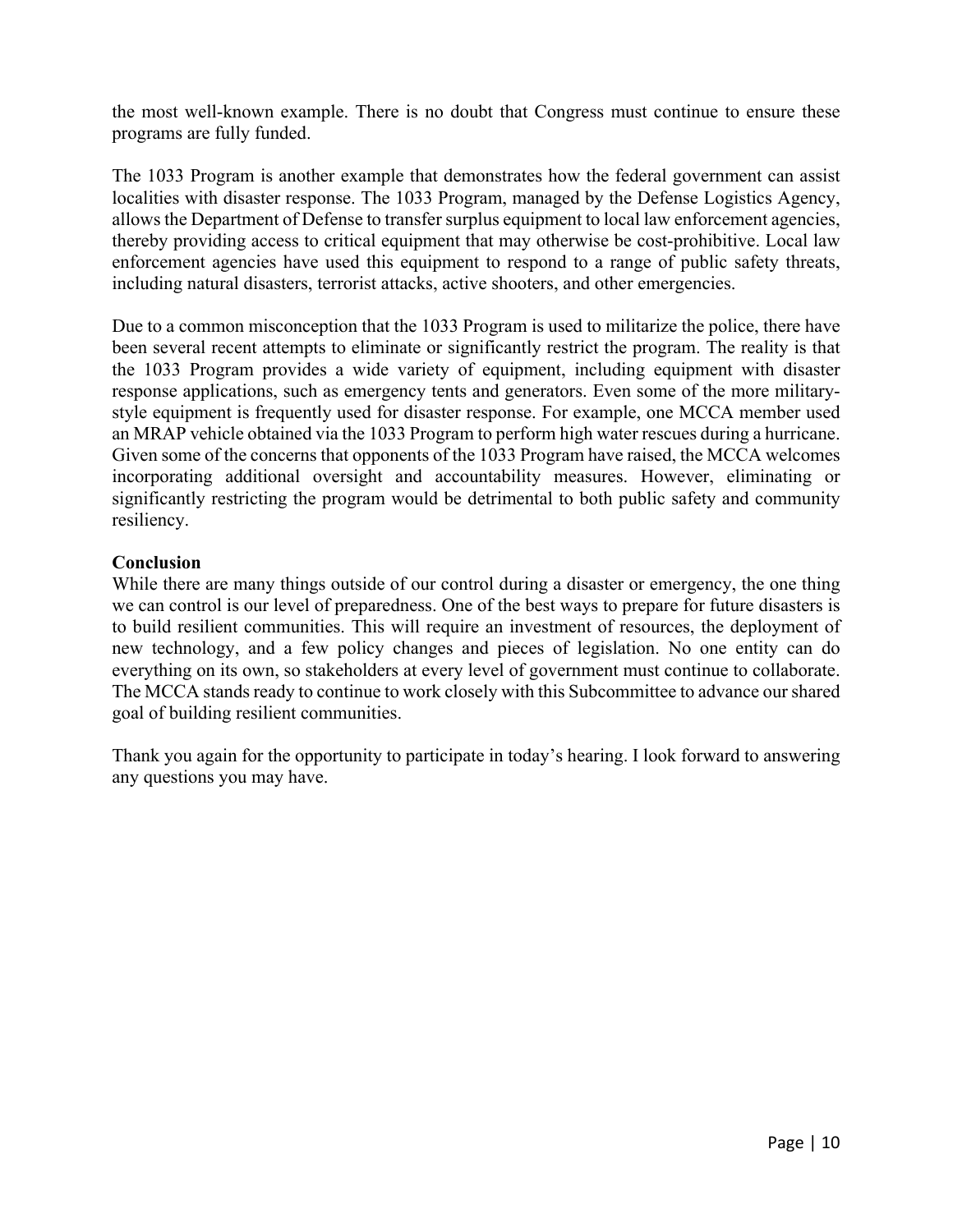the most well-known example. There is no doubt that Congress must continue to ensure these programs are fully funded.

The 1033 Program is another example that demonstrates how the federal government can assist localities with disaster response. The 1033 Program, managed by the Defense Logistics Agency, allows the Department of Defense to transfer surplus equipment to local law enforcement agencies, thereby providing access to critical equipment that may otherwise be cost-prohibitive. Local law enforcement agencies have used this equipment to respond to a range of public safety threats, including natural disasters, terrorist attacks, active shooters, and other emergencies.

Due to a common misconception that the 1033 Program is used to militarize the police, there have been several recent attempts to eliminate or significantly restrict the program. The reality is that the 1033 Program provides a wide variety of equipment, including equipment with disaster response applications, such as emergency tents and generators. Even some of the more military-style equipment is frequently used for disaster response. For example, one MCCA member used an MRAP vehicle obtained via the 1033 Program to perform high water rescues during a hurricane. Given some of the concerns that opponents of the 1033 Program have raised, the MCCA welcomes incorporating additional oversight and accountability measures. However, eliminating or significantly restricting the program would be detrimental to both public safety and community resiliency.

**Conclusion**

While there are many things outside of our control during a disaster or emergency, the one thing we can control is our level of preparedness. One of the best ways to prepare for future disasters is to build resilient communities. This will require an investment of resources, the deployment of new technology, and a few policy changes and pieces of legislation. No one entity can do everything on its own, so stakeholders at every level of government must continue to collaborate. The MCCA stands ready to continue to work closely with this Subcommittee to advance our shared goal of building resilient communities.

Thank you again for the opportunity to participate in today's hearing. I look forward to answering any questions you may have.